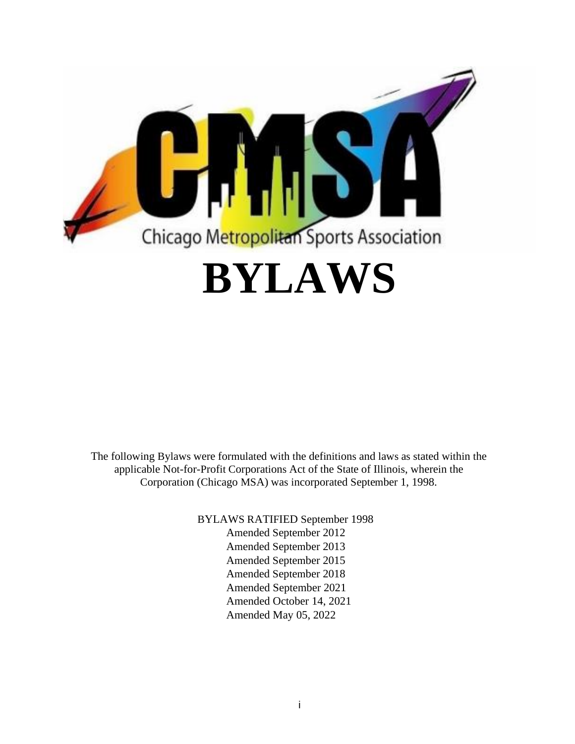Chicago Metropolitan Sports Association

# BYLAWS

The following Bylaws were formulated with the definitions and laws as stated within the applicable Not-for-Profit Corporations Act of the State of Illinois, wherein the Corporation (Chicago MSA) was incorporated September 1, 1998.

BYLAWS RATIFIED September 1998
Amended September 2012
Amended September 2013
Amended September 2015
Amended September 2018
Amended September 2021
Amended October 14, 2021
Amended May 05, 2022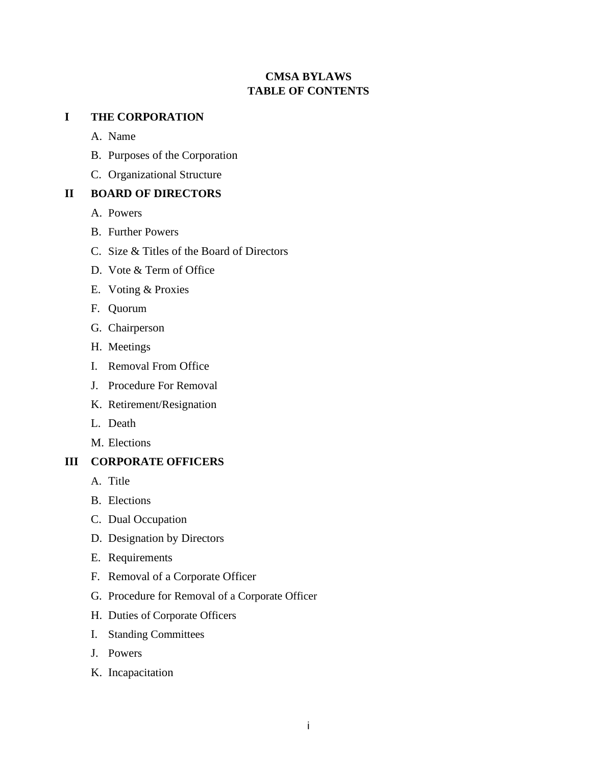# CMSA BYLAWS
# TABLE OF CONTENTS

## I THE CORPORATION

A. Name

B. Purposes of the Corporation

C. Organizational Structure

## II BOARD OF DIRECTORS

A. Powers

B. Further Powers

C. Size & Titles of the Board of Directors

D. Vote & Term of Office

E. Voting & Proxies

F. Quorum

G. Chairperson

H. Meetings

I. Removal From Office

J. Procedure For Removal

K. Retirement/Resignation

L. Death

M. Elections

## III CORPORATE OFFICERS

A. Title

B. Elections

C. Dual Occupation

D. Designation by Directors

E. Requirements

F. Removal of a Corporate Officer

G. Procedure for Removal of a Corporate Officer

H. Duties of Corporate Officers

I. Standing Committees

J. Powers

K. Incapacitation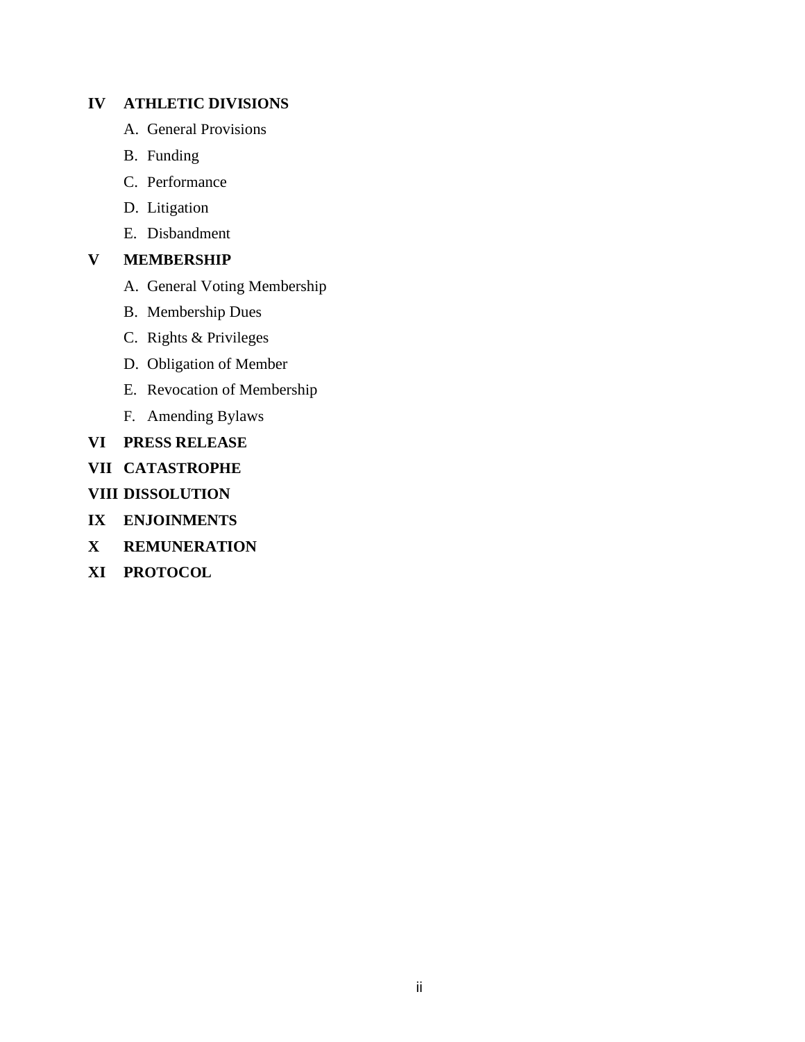**IV ATHLETIC DIVISIONS**

A. General Provisions

B. Funding

C. Performance

D. Litigation

E. Disbandment

**V MEMBERSHIP**

A. General Voting Membership

B. Membership Dues

C. Rights & Privileges

D. Obligation of Member

E. Revocation of Membership

F. Amending Bylaws

**VI PRESS RELEASE**

**VII CATASTROPHE**

**VIII DISSOLUTION**

**IX ENJOINMENTS**

**X REMUNERATION**

**XI PROTOCOL**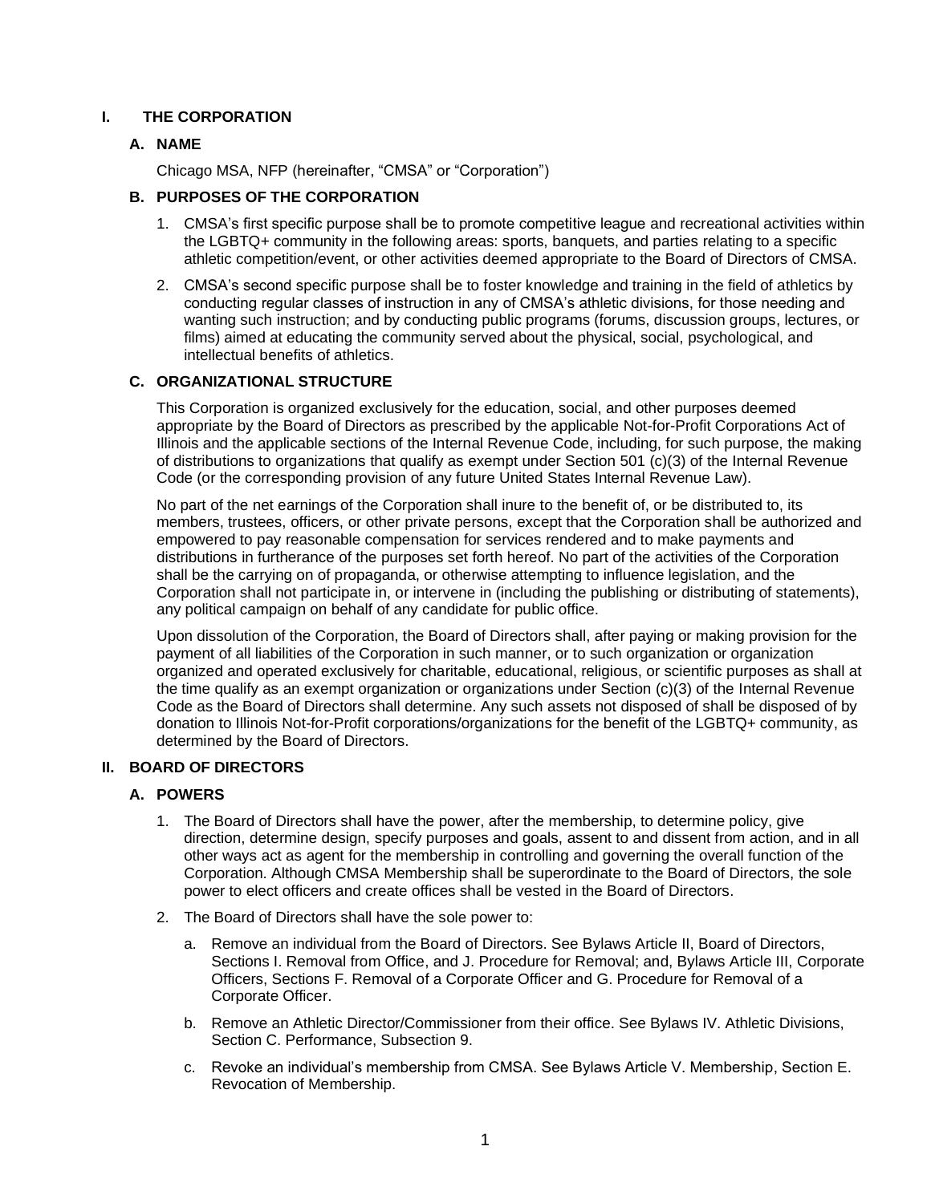# I. THE CORPORATION

## A. NAME

Chicago MSA, NFP (hereinafter, "CMSA" or "Corporation")

## B. PURPOSES OF THE CORPORATION

1. CMSA's first specific purpose shall be to promote competitive league and recreational activities within the LGBTQ+ community in the following areas: sports, banquets, and parties relating to a specific athletic competition/event, or other activities deemed appropriate to the Board of Directors of CMSA.
2. CMSA's second specific purpose shall be to foster knowledge and training in the field of athletics by conducting regular classes of instruction in any of CMSA's athletic divisions, for those needing and wanting such instruction; and by conducting public programs (forums, discussion groups, lectures, or films) aimed at educating the community served about the physical, social, psychological, and intellectual benefits of athletics.

## C. ORGANIZATIONAL STRUCTURE

This Corporation is organized exclusively for the education, social, and other purposes deemed appropriate by the Board of Directors as prescribed by the applicable Not-for-Profit Corporations Act of Illinois and the applicable sections of the Internal Revenue Code, including, for such purpose, the making of distributions to organizations that qualify as exempt under Section 501 (c)(3) of the Internal Revenue Code (or the corresponding provision of any future United States Internal Revenue Law).

No part of the net earnings of the Corporation shall inure to the benefit of, or be distributed to, its members, trustees, officers, or other private persons, except that the Corporation shall be authorized and empowered to pay reasonable compensation for services rendered and to make payments and distributions in furtherance of the purposes set forth hereof. No part of the activities of the Corporation shall be the carrying on of propaganda, or otherwise attempting to influence legislation, and the Corporation shall not participate in, or intervene in (including the publishing or distributing of statements), any political campaign on behalf of any candidate for public office.

Upon dissolution of the Corporation, the Board of Directors shall, after paying or making provision for the payment of all liabilities of the Corporation in such manner, or to such organization or organization organized and operated exclusively for charitable, educational, religious, or scientific purposes as shall at the time qualify as an exempt organization or organizations under Section (c)(3) of the Internal Revenue Code as the Board of Directors shall determine. Any such assets not disposed of shall be disposed of by donation to Illinois Not-for-Profit corporations/organizations for the benefit of the LGBTQ+ community, as determined by the Board of Directors.

# II. BOARD OF DIRECTORS

## A. POWERS

1. The Board of Directors shall have the power, after the membership, to determine policy, give direction, determine design, specify purposes and goals, assent to and dissent from action, and in all other ways act as agent for the membership in controlling and governing the overall function of the Corporation. Although CMSA Membership shall be superordinate to the Board of Directors, the sole power to elect officers and create offices shall be vested in the Board of Directors.
2. The Board of Directors shall have the sole power to:
   a. Remove an individual from the Board of Directors. See Bylaws Article II, Board of Directors, Sections I. Removal from Office, and J. Procedure for Removal; and, Bylaws Article III, Corporate Officers, Sections F. Removal of a Corporate Officer and G. Procedure for Removal of a Corporate Officer.
   b. Remove an Athletic Director/Commissioner from their office. See Bylaws IV. Athletic Divisions, Section C. Performance, Subsection 9.
   c. Revoke an individual's membership from CMSA. See Bylaws Article V. Membership, Section E. Revocation of Membership.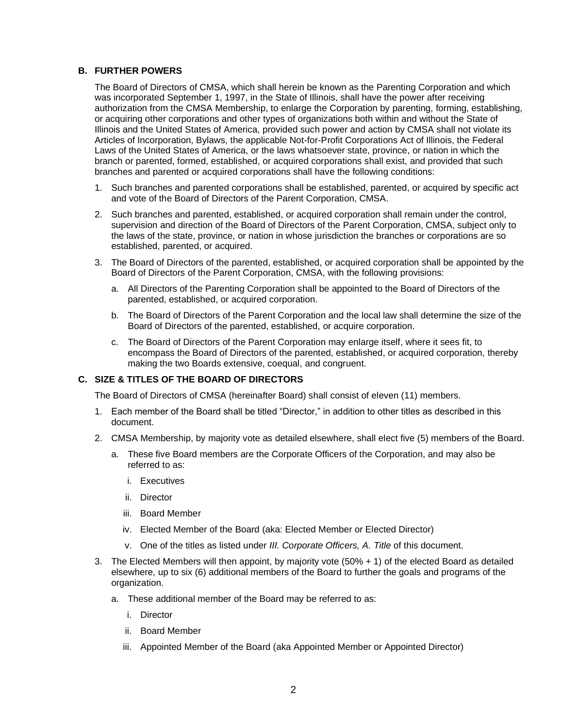### B. FURTHER POWERS

The Board of Directors of CMSA, which shall herein be known as the Parenting Corporation and which was incorporated September 1, 1997, in the State of Illinois, shall have the power after receiving authorization from the CMSA Membership, to enlarge the Corporation by parenting, forming, establishing, or acquiring other corporations and other types of organizations both within and without the State of Illinois and the United States of America, provided such power and action by CMSA shall not violate its Articles of Incorporation, Bylaws, the applicable Not-for-Profit Corporations Act of Illinois, the Federal Laws of the United States of America, or the laws whatsoever state, province, or nation in which the branch or parented, formed, established, or acquired corporations shall exist, and provided that such branches and parented or acquired corporations shall have the following conditions:

1. Such branches and parented corporations shall be established, parented, or acquired by specific act and vote of the Board of Directors of the Parent Corporation, CMSA.
2. Such branches and parented, established, or acquired corporation shall remain under the control, supervision and direction of the Board of Directors of the Parent Corporation, CMSA, subject only to the laws of the state, province, or nation in whose jurisdiction the branches or corporations are so established, parented, or acquired.
3. The Board of Directors of the parented, established, or acquired corporation shall be appointed by the Board of Directors of the Parent Corporation, CMSA, with the following provisions:
   a. All Directors of the Parenting Corporation shall be appointed to the Board of Directors of the parented, established, or acquired corporation.
   b. The Board of Directors of the Parent Corporation and the local law shall determine the size of the Board of Directors of the parented, established, or acquire corporation.
   c. The Board of Directors of the Parent Corporation may enlarge itself, where it sees fit, to encompass the Board of Directors of the parented, established, or acquired corporation, thereby making the two Boards extensive, coequal, and congruent.

### C. SIZE & TITLES OF THE BOARD OF DIRECTORS

The Board of Directors of CMSA (hereinafter Board) shall consist of eleven (11) members.

1. Each member of the Board shall be titled “Director,” in addition to other titles as described in this document.
2. CMSA Membership, by majority vote as detailed elsewhere, shall elect five (5) members of the Board.
   a. These five Board members are the Corporate Officers of the Corporation, and may also be referred to as:
      i. Executives
      ii. Director
      iii. Board Member
      iv. Elected Member of the Board (aka: Elected Member or Elected Director)
      v. One of the titles as listed under *III. Corporate Officers, A. Title* of this document.
3. The Elected Members will then appoint, by majority vote (50% + 1) of the elected Board as detailed elsewhere, up to six (6) additional members of the Board to further the goals and programs of the organization.
   a. These additional member of the Board may be referred to as:
      i. Director
      ii. Board Member
      iii. Appointed Member of the Board (aka Appointed Member or Appointed Director)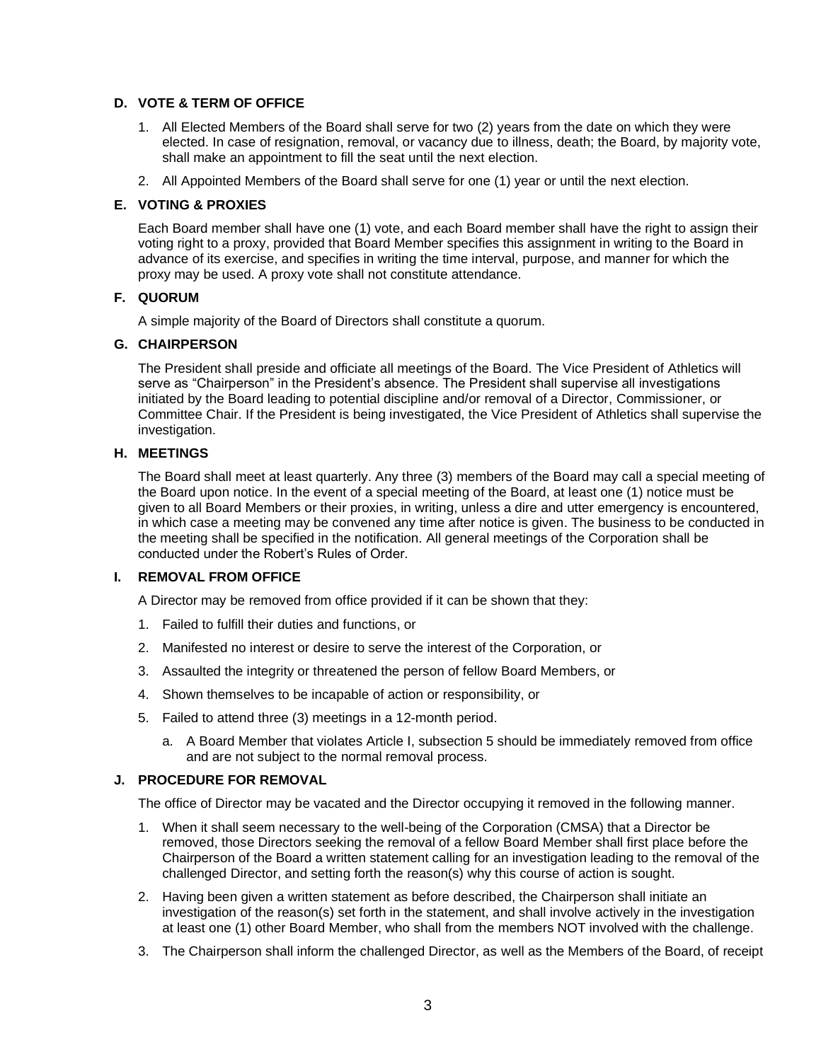### D. VOTE & TERM OF OFFICE

1. All Elected Members of the Board shall serve for two (2) years from the date on which they were elected. In case of resignation, removal, or vacancy due to illness, death; the Board, by majority vote, shall make an appointment to fill the seat until the next election.
2. All Appointed Members of the Board shall serve for one (1) year or until the next election.

### E. VOTING & PROXIES

Each Board member shall have one (1) vote, and each Board member shall have the right to assign their voting right to a proxy, provided that Board Member specifies this assignment in writing to the Board in advance of its exercise, and specifies in writing the time interval, purpose, and manner for which the proxy may be used. A proxy vote shall not constitute attendance.

### F. QUORUM

A simple majority of the Board of Directors shall constitute a quorum.

### G. CHAIRPERSON

The President shall preside and officiate all meetings of the Board. The Vice President of Athletics will serve as "Chairperson" in the President's absence. The President shall supervise all investigations initiated by the Board leading to potential discipline and/or removal of a Director, Commissioner, or Committee Chair. If the President is being investigated, the Vice President of Athletics shall supervise the investigation.

### H. MEETINGS

The Board shall meet at least quarterly. Any three (3) members of the Board may call a special meeting of the Board upon notice. In the event of a special meeting of the Board, at least one (1) notice must be given to all Board Members or their proxies, in writing, unless a dire and utter emergency is encountered, in which case a meeting may be convened any time after notice is given. The business to be conducted in the meeting shall be specified in the notification. All general meetings of the Corporation shall be conducted under the Robert's Rules of Order.

### I. REMOVAL FROM OFFICE

A Director may be removed from office provided if it can be shown that they:

1. Failed to fulfill their duties and functions, or
2. Manifested no interest or desire to serve the interest of the Corporation, or
3. Assaulted the integrity or threatened the person of fellow Board Members, or
4. Shown themselves to be incapable of action or responsibility, or
5. Failed to attend three (3) meetings in a 12-month period.
   a. A Board Member that violates Article I, subsection 5 should be immediately removed from office and are not subject to the normal removal process.

### J. PROCEDURE FOR REMOVAL

The office of Director may be vacated and the Director occupying it removed in the following manner.

1. When it shall seem necessary to the well-being of the Corporation (CMSA) that a Director be removed, those Directors seeking the removal of a fellow Board Member shall first place before the Chairperson of the Board a written statement calling for an investigation leading to the removal of the challenged Director, and setting forth the reason(s) why this course of action is sought.
2. Having been given a written statement as before described, the Chairperson shall initiate an investigation of the reason(s) set forth in the statement, and shall involve actively in the investigation at least one (1) other Board Member, who shall from the members NOT involved with the challenge.
3. The Chairperson shall inform the challenged Director, as well as the Members of the Board, of receipt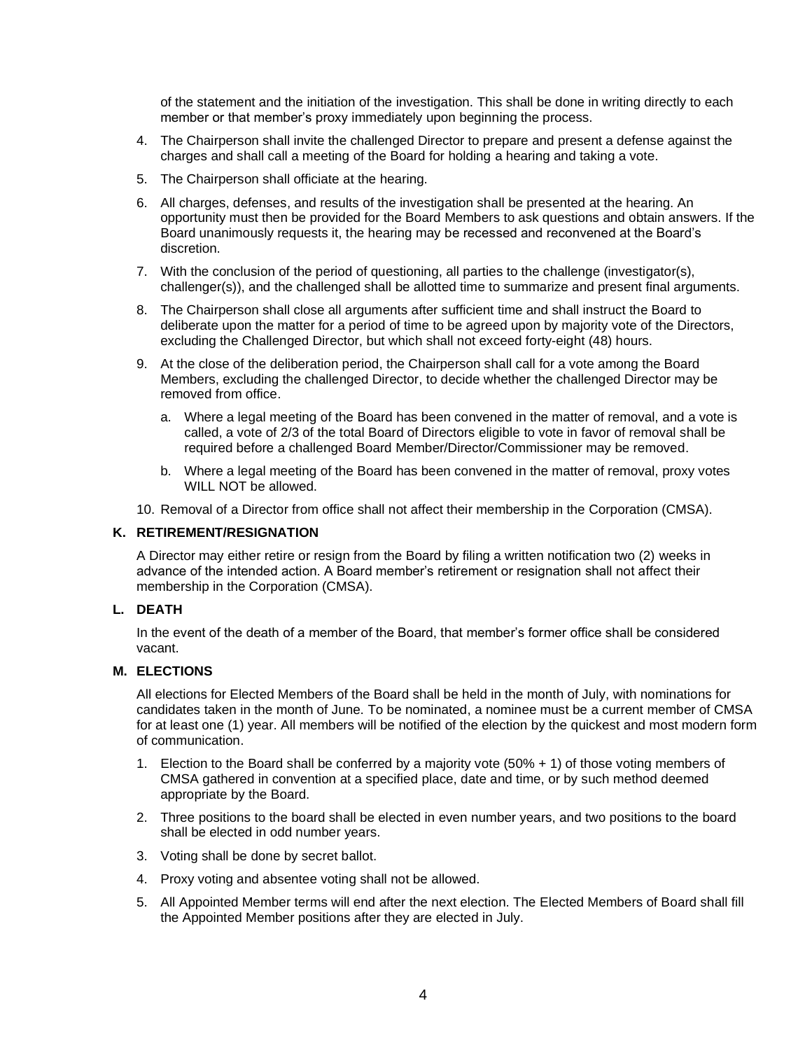of the statement and the initiation of the investigation. This shall be done in writing directly to each member or that member's proxy immediately upon beginning the process.

4. The Chairperson shall invite the challenged Director to prepare and present a defense against the charges and shall call a meeting of the Board for holding a hearing and taking a vote.
5. The Chairperson shall officiate at the hearing.
6. All charges, defenses, and results of the investigation shall be presented at the hearing. An opportunity must then be provided for the Board Members to ask questions and obtain answers. If the Board unanimously requests it, the hearing may be recessed and reconvened at the Board's discretion.
7. With the conclusion of the period of questioning, all parties to the challenge (investigator(s), challenger(s)), and the challenged shall be allotted time to summarize and present final arguments.
8. The Chairperson shall close all arguments after sufficient time and shall instruct the Board to deliberate upon the matter for a period of time to be agreed upon by majority vote of the Directors, excluding the Challenged Director, but which shall not exceed forty-eight (48) hours.
9. At the close of the deliberation period, the Chairperson shall call for a vote among the Board Members, excluding the challenged Director, to decide whether the challenged Director may be removed from office.
   a. Where a legal meeting of the Board has been convened in the matter of removal, and a vote is called, a vote of 2/3 of the total Board of Directors eligible to vote in favor of removal shall be required before a challenged Board Member/Director/Commissioner may be removed.
   b. Where a legal meeting of the Board has been convened in the matter of removal, proxy votes WILL NOT be allowed.
10. Removal of a Director from office shall not affect their membership in the Corporation (CMSA).

### K. RETIREMENT/RESIGNATION

A Director may either retire or resign from the Board by filing a written notification two (2) weeks in advance of the intended action. A Board member's retirement or resignation shall not affect their membership in the Corporation (CMSA).

### L. DEATH

In the event of the death of a member of the Board, that member's former office shall be considered vacant.

### M. ELECTIONS

All elections for Elected Members of the Board shall be held in the month of July, with nominations for candidates taken in the month of June. To be nominated, a nominee must be a current member of CMSA for at least one (1) year. All members will be notified of the election by the quickest and most modern form of communication.

1. Election to the Board shall be conferred by a majority vote (50% + 1) of those voting members of CMSA gathered in convention at a specified place, date and time, or by such method deemed appropriate by the Board.
2. Three positions to the board shall be elected in even number years, and two positions to the board shall be elected in odd number years.
3. Voting shall be done by secret ballot.
4. Proxy voting and absentee voting shall not be allowed.
5. All Appointed Member terms will end after the next election. The Elected Members of Board shall fill the Appointed Member positions after they are elected in July.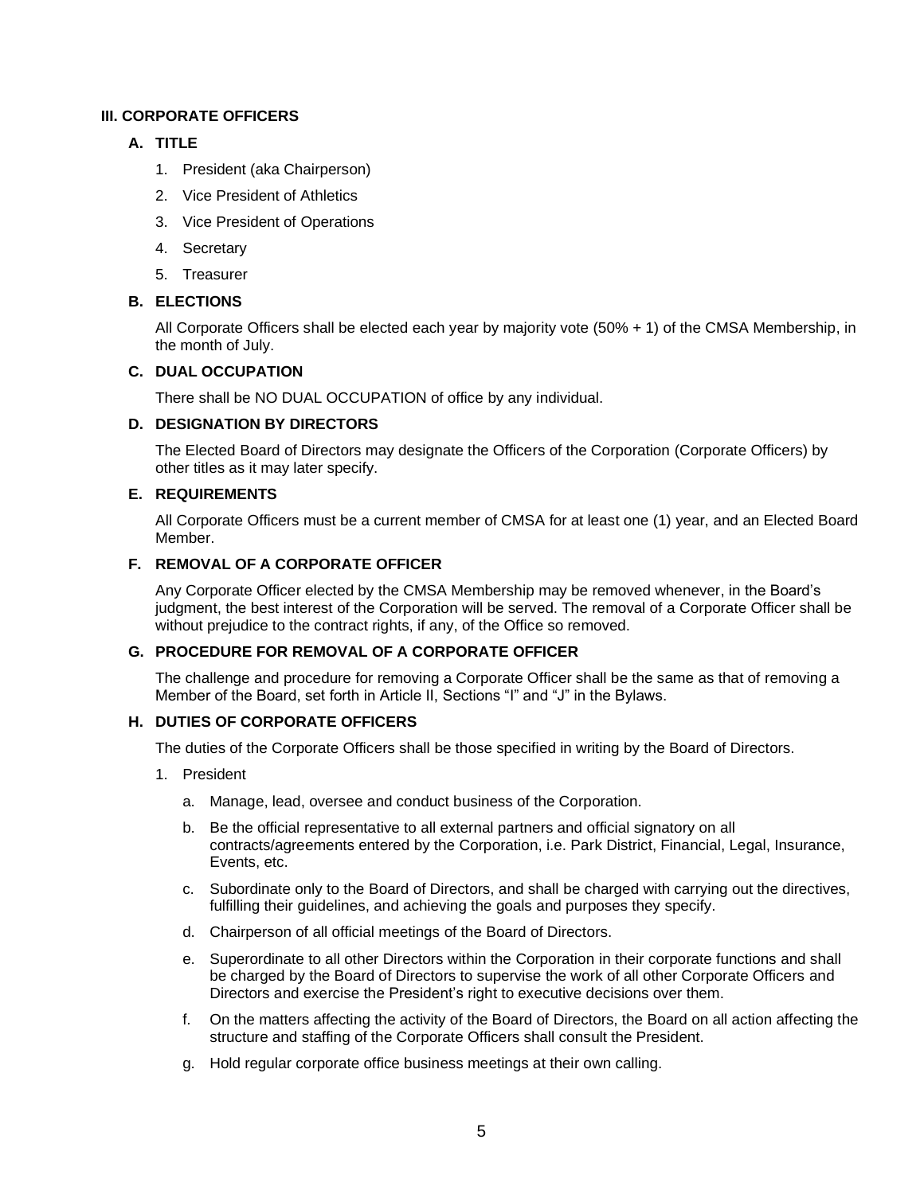## III. CORPORATE OFFICERS

### A. TITLE

1. President (aka Chairperson)
2. Vice President of Athletics
3. Vice President of Operations
4. Secretary
5. Treasurer

### B. ELECTIONS

All Corporate Officers shall be elected each year by majority vote (50% + 1) of the CMSA Membership, in the month of July.

### C. DUAL OCCUPATION

There shall be NO DUAL OCCUPATION of office by any individual.

### D. DESIGNATION BY DIRECTORS

The Elected Board of Directors may designate the Officers of the Corporation (Corporate Officers) by other titles as it may later specify.

### E. REQUIREMENTS

All Corporate Officers must be a current member of CMSA for at least one (1) year, and an Elected Board Member.

### F. REMOVAL OF A CORPORATE OFFICER

Any Corporate Officer elected by the CMSA Membership may be removed whenever, in the Board's judgment, the best interest of the Corporation will be served. The removal of a Corporate Officer shall be without prejudice to the contract rights, if any, of the Office so removed.

### G. PROCEDURE FOR REMOVAL OF A CORPORATE OFFICER

The challenge and procedure for removing a Corporate Officer shall be the same as that of removing a Member of the Board, set forth in Article II, Sections "I" and "J" in the Bylaws.

### H. DUTIES OF CORPORATE OFFICERS

The duties of the Corporate Officers shall be those specified in writing by the Board of Directors.

1. President
   a. Manage, lead, oversee and conduct business of the Corporation.
   b. Be the official representative to all external partners and official signatory on all contracts/agreements entered by the Corporation, i.e. Park District, Financial, Legal, Insurance, Events, etc.
   c. Subordinate only to the Board of Directors, and shall be charged with carrying out the directives, fulfilling their guidelines, and achieving the goals and purposes they specify.
   d. Chairperson of all official meetings of the Board of Directors.
   e. Superordinate to all other Directors within the Corporation in their corporate functions and shall be charged by the Board of Directors to supervise the work of all other Corporate Officers and Directors and exercise the President's right to executive decisions over them.
   f. On the matters affecting the activity of the Board of Directors, the Board on all action affecting the structure and staffing of the Corporate Officers shall consult the President.
   g. Hold regular corporate office business meetings at their own calling.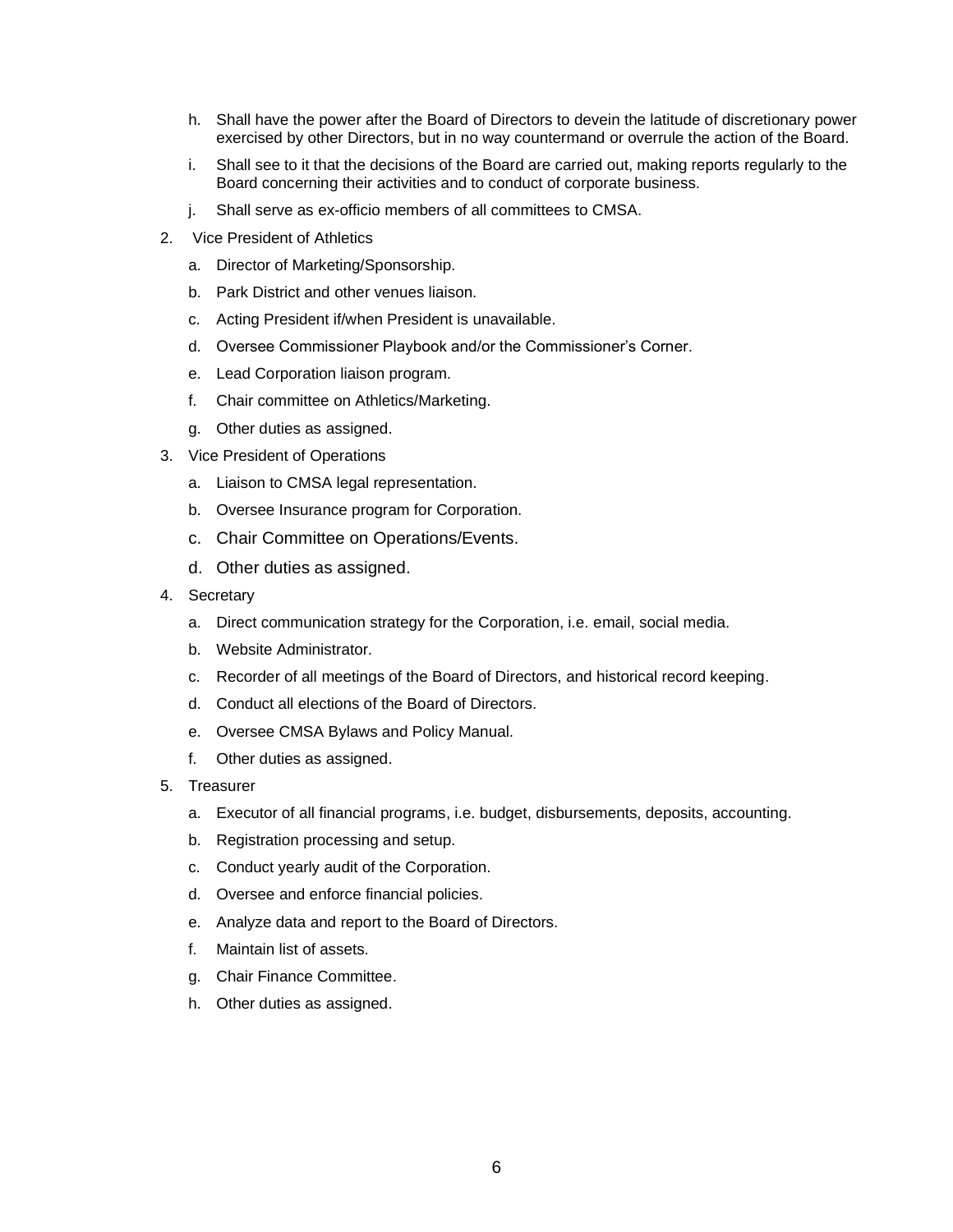h. Shall have the power after the Board of Directors to devein the latitude of discretionary power exercised by other Directors, but in no way countermand or overrule the action of the Board.

i. Shall see to it that the decisions of the Board are carried out, making reports regularly to the Board concerning their activities and to conduct of corporate business.

j. Shall serve as ex-officio members of all committees to CMSA.

2. Vice President of Athletics
   a. Director of Marketing/Sponsorship.
   b. Park District and other venues liaison.
   c. Acting President if/when President is unavailable.
   d. Oversee Commissioner Playbook and/or the Commissioner's Corner.
   e. Lead Corporation liaison program.
   f. Chair committee on Athletics/Marketing.
   g. Other duties as assigned.

3. Vice President of Operations
   a. Liaison to CMSA legal representation.
   b. Oversee Insurance program for Corporation.
   c. Chair Committee on Operations/Events.
   d. Other duties as assigned.

4. Secretary
   a. Direct communication strategy for the Corporation, i.e. email, social media.
   b. Website Administrator.
   c. Recorder of all meetings of the Board of Directors, and historical record keeping.
   d. Conduct all elections of the Board of Directors.
   e. Oversee CMSA Bylaws and Policy Manual.
   f. Other duties as assigned.

5. Treasurer
   a. Executor of all financial programs, i.e. budget, disbursements, deposits, accounting.
   b. Registration processing and setup.
   c. Conduct yearly audit of the Corporation.
   d. Oversee and enforce financial policies.
   e. Analyze data and report to the Board of Directors.
   f. Maintain list of assets.
   g. Chair Finance Committee.
   h. Other duties as assigned.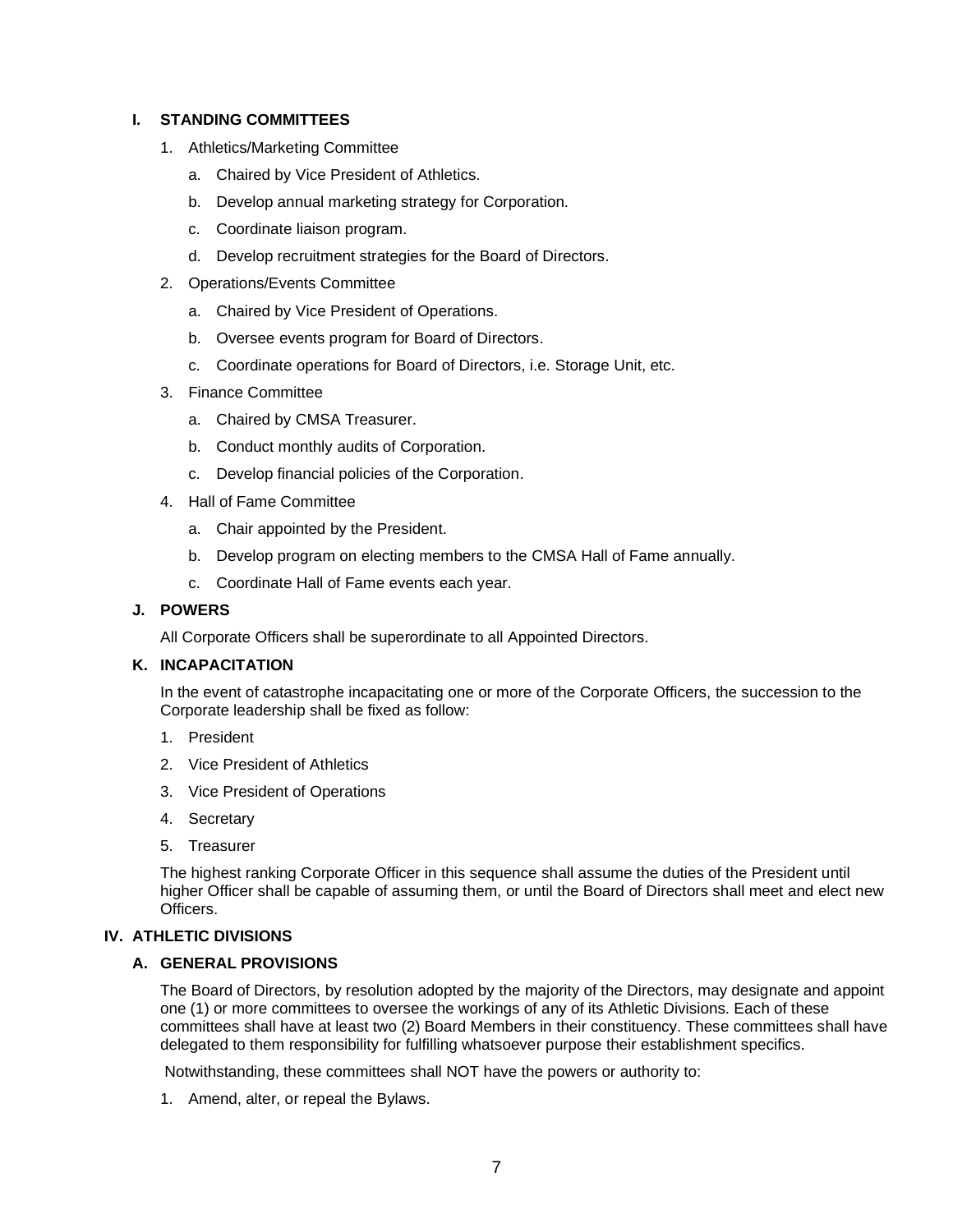### I. STANDING COMMITTEES

1. Athletics/Marketing Committee
   a. Chaired by Vice President of Athletics.
   b. Develop annual marketing strategy for Corporation.
   c. Coordinate liaison program.
   d. Develop recruitment strategies for the Board of Directors.
2. Operations/Events Committee
   a. Chaired by Vice President of Operations.
   b. Oversee events program for Board of Directors.
   c. Coordinate operations for Board of Directors, i.e. Storage Unit, etc.
3. Finance Committee
   a. Chaired by CMSA Treasurer.
   b. Conduct monthly audits of Corporation.
   c. Develop financial policies of the Corporation.
4. Hall of Fame Committee
   a. Chair appointed by the President.
   b. Develop program on electing members to the CMSA Hall of Fame annually.
   c. Coordinate Hall of Fame events each year.

### J. POWERS

All Corporate Officers shall be superordinate to all Appointed Directors.

### K. INCAPACITATION

In the event of catastrophe incapacitating one or more of the Corporate Officers, the succession to the Corporate leadership shall be fixed as follow:

1. President
2. Vice President of Athletics
3. Vice President of Operations
4. Secretary
5. Treasurer

The highest ranking Corporate Officer in this sequence shall assume the duties of the President until higher Officer shall be capable of assuming them, or until the Board of Directors shall meet and elect new Officers.

## IV. ATHLETIC DIVISIONS

### A. GENERAL PROVISIONS

The Board of Directors, by resolution adopted by the majority of the Directors, may designate and appoint one (1) or more committees to oversee the workings of any of its Athletic Divisions. Each of these committees shall have at least two (2) Board Members in their constituency. These committees shall have delegated to them responsibility for fulfilling whatsoever purpose their establishment specifics.

Notwithstanding, these committees shall NOT have the powers or authority to:

1. Amend, alter, or repeal the Bylaws.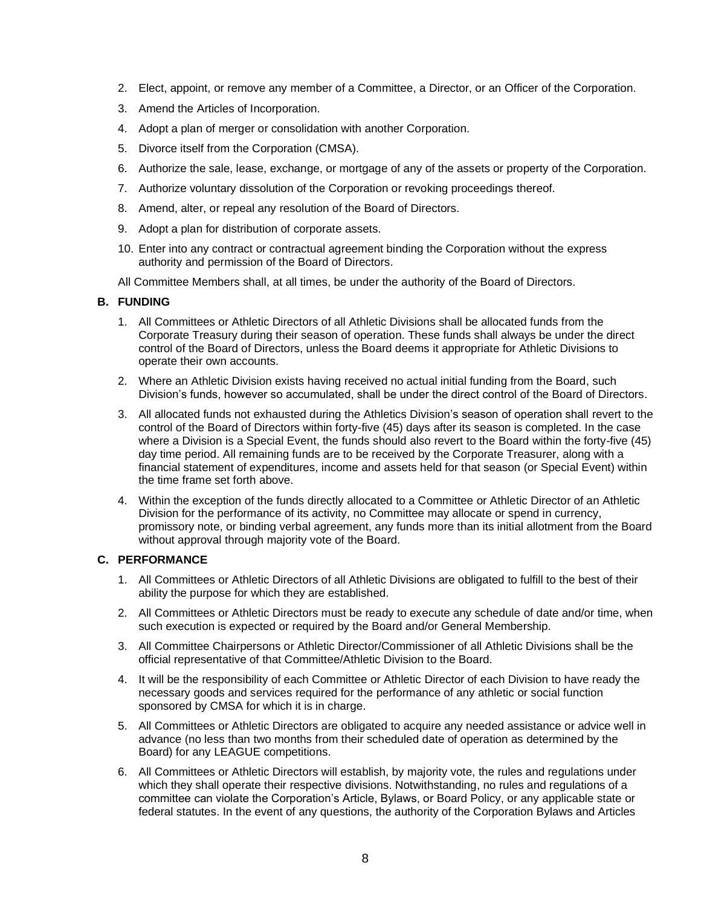2. Elect, appoint, or remove any member of a Committee, a Director, or an Officer of the Corporation.
3. Amend the Articles of Incorporation.
4. Adopt a plan of merger or consolidation with another Corporation.
5. Divorce itself from the Corporation (CMSA).
6. Authorize the sale, lease, exchange, or mortgage of any of the assets or property of the Corporation.
7. Authorize voluntary dissolution of the Corporation or revoking proceedings thereof.
8. Amend, alter, or repeal any resolution of the Board of Directors.
9. Adopt a plan for distribution of corporate assets.
10. Enter into any contract or contractual agreement binding the Corporation without the express authority and permission of the Board of Directors.

All Committee Members shall, at all times, be under the authority of the Board of Directors.

**B. FUNDING**

1. All Committees or Athletic Directors of all Athletic Divisions shall be allocated funds from the Corporate Treasury during their season of operation. These funds shall always be under the direct control of the Board of Directors, unless the Board deems it appropriate for Athletic Divisions to operate their own accounts.
2. Where an Athletic Division exists having received no actual initial funding from the Board, such Division's funds, however so accumulated, shall be under the direct control of the Board of Directors.
3. All allocated funds not exhausted during the Athletics Division's season of operation shall revert to the control of the Board of Directors within forty-five (45) days after its season is completed. In the case where a Division is a Special Event, the funds should also revert to the Board within the forty-five (45) day time period. All remaining funds are to be received by the Corporate Treasurer, along with a financial statement of expenditures, income and assets held for that season (or Special Event) within the time frame set forth above.
4. Within the exception of the funds directly allocated to a Committee or Athletic Director of an Athletic Division for the performance of its activity, no Committee may allocate or spend in currency, promissory note, or binding verbal agreement, any funds more than its initial allotment from the Board without approval through majority vote of the Board.

**C. PERFORMANCE**

1. All Committees or Athletic Directors of all Athletic Divisions are obligated to fulfill to the best of their ability the purpose for which they are established.
2. All Committees or Athletic Directors must be ready to execute any schedule of date and/or time, when such execution is expected or required by the Board and/or General Membership.
3. All Committee Chairpersons or Athletic Director/Commissioner of all Athletic Divisions shall be the official representative of that Committee/Athletic Division to the Board.
4. It will be the responsibility of each Committee or Athletic Director of each Division to have ready the necessary goods and services required for the performance of any athletic or social function sponsored by CMSA for which it is in charge.
5. All Committees or Athletic Directors are obligated to acquire any needed assistance or advice well in advance (no less than two months from their scheduled date of operation as determined by the Board) for any LEAGUE competitions.
6. All Committees or Athletic Directors will establish, by majority vote, the rules and regulations under which they shall operate their respective divisions. Notwithstanding, no rules and regulations of a committee can violate the Corporation's Article, Bylaws, or Board Policy, or any applicable state or federal statutes. In the event of any questions, the authority of the Corporation Bylaws and Articles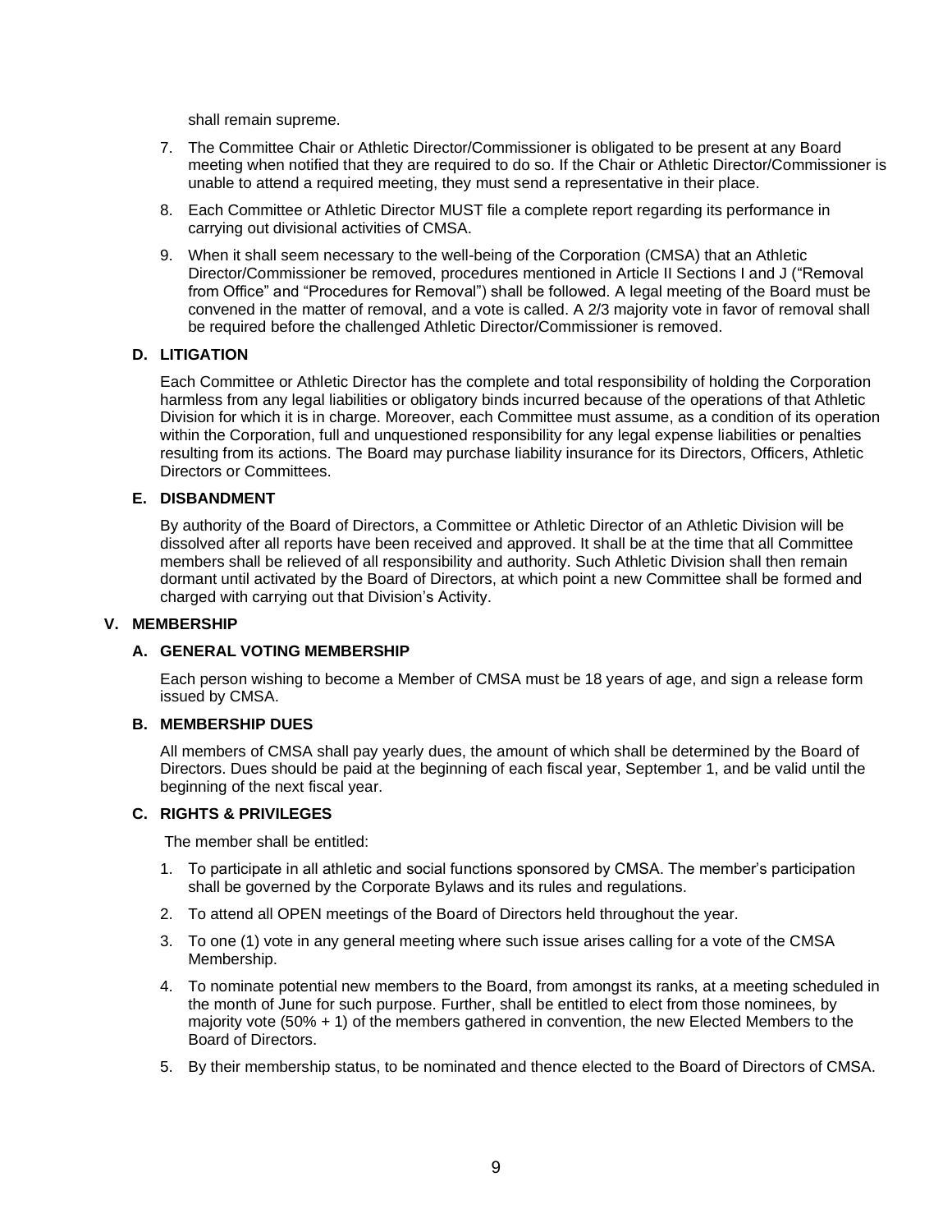shall remain supreme.

7. The Committee Chair or Athletic Director/Commissioner is obligated to be present at any Board meeting when notified that they are required to do so. If the Chair or Athletic Director/Commissioner is unable to attend a required meeting, they must send a representative in their place.

8. Each Committee or Athletic Director MUST file a complete report regarding its performance in carrying out divisional activities of CMSA.

9. When it shall seem necessary to the well-being of the Corporation (CMSA) that an Athletic Director/Commissioner be removed, procedures mentioned in Article II Sections I and J ("Removal from Office" and "Procedures for Removal") shall be followed. A legal meeting of the Board must be convened in the matter of removal, and a vote is called. A 2/3 majority vote in favor of removal shall be required before the challenged Athletic Director/Commissioner is removed.

### D. LITIGATION

Each Committee or Athletic Director has the complete and total responsibility of holding the Corporation harmless from any legal liabilities or obligatory binds incurred because of the operations of that Athletic Division for which it is in charge. Moreover, each Committee must assume, as a condition of its operation within the Corporation, full and unquestioned responsibility for any legal expense liabilities or penalties resulting from its actions. The Board may purchase liability insurance for its Directors, Officers, Athletic Directors or Committees.

### E. DISBANDMENT

By authority of the Board of Directors, a Committee or Athletic Director of an Athletic Division will be dissolved after all reports have been received and approved. It shall be at the time that all Committee members shall be relieved of all responsibility and authority. Such Athletic Division shall then remain dormant until activated by the Board of Directors, at which point a new Committee shall be formed and charged with carrying out that Division's Activity.

## V. MEMBERSHIP

### A. GENERAL VOTING MEMBERSHIP

Each person wishing to become a Member of CMSA must be 18 years of age, and sign a release form issued by CMSA.

### B. MEMBERSHIP DUES

All members of CMSA shall pay yearly dues, the amount of which shall be determined by the Board of Directors. Dues should be paid at the beginning of each fiscal year, September 1, and be valid until the beginning of the next fiscal year.

### C. RIGHTS & PRIVILEGES

The member shall be entitled:

1. To participate in all athletic and social functions sponsored by CMSA. The member's participation shall be governed by the Corporate Bylaws and its rules and regulations.

2. To attend all OPEN meetings of the Board of Directors held throughout the year.

3. To one (1) vote in any general meeting where such issue arises calling for a vote of the CMSA Membership.

4. To nominate potential new members to the Board, from amongst its ranks, at a meeting scheduled in the month of June for such purpose. Further, shall be entitled to elect from those nominees, by majority vote (50% + 1) of the members gathered in convention, the new Elected Members to the Board of Directors.

5. By their membership status, to be nominated and thence elected to the Board of Directors of CMSA.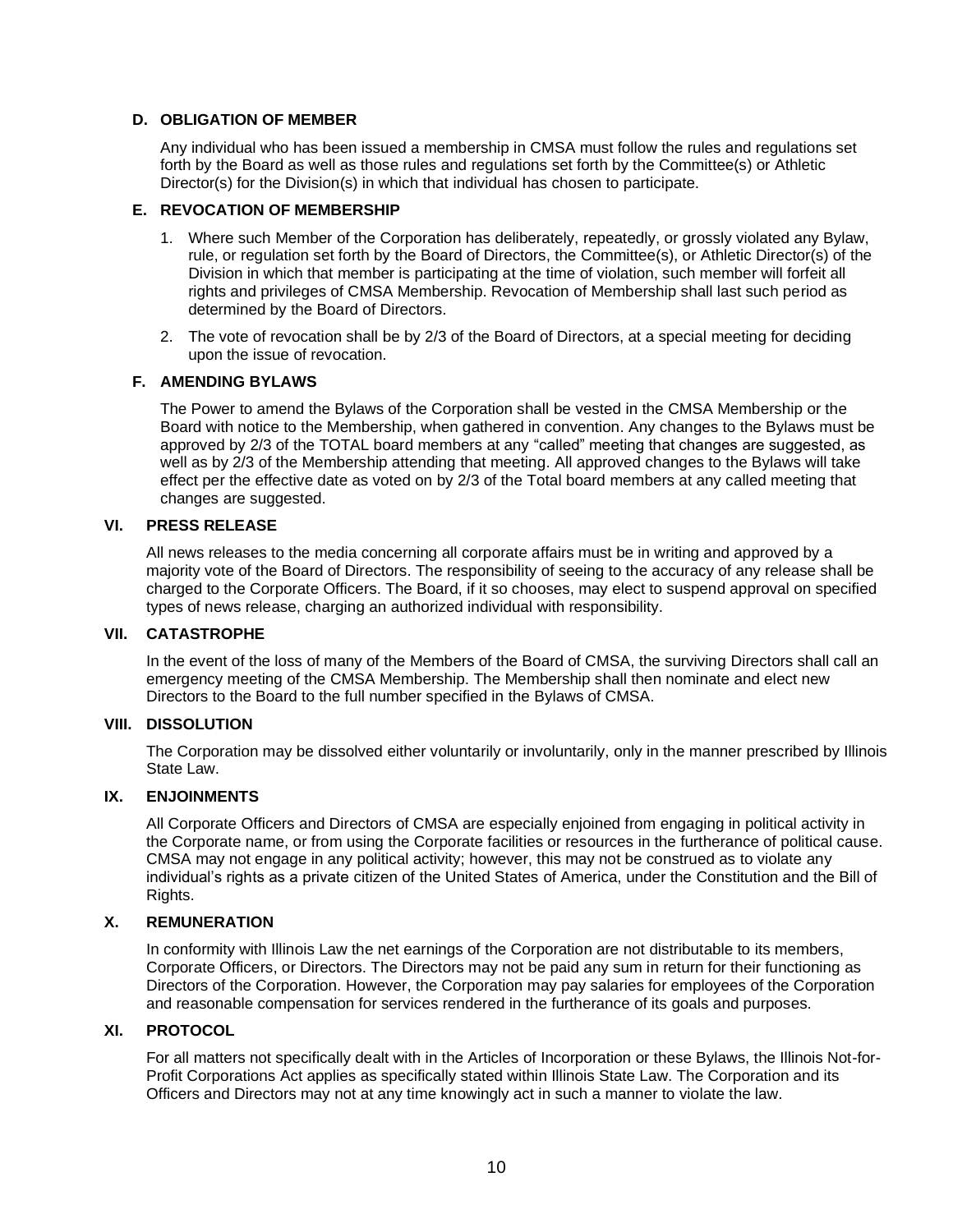### D. OBLIGATION OF MEMBER

Any individual who has been issued a membership in CMSA must follow the rules and regulations set forth by the Board as well as those rules and regulations set forth by the Committee(s) or Athletic Director(s) for the Division(s) in which that individual has chosen to participate.

### E. REVOCATION OF MEMBERSHIP

1. Where such Member of the Corporation has deliberately, repeatedly, or grossly violated any Bylaw, rule, or regulation set forth by the Board of Directors, the Committee(s), or Athletic Director(s) of the Division in which that member is participating at the time of violation, such member will forfeit all rights and privileges of CMSA Membership. Revocation of Membership shall last such period as determined by the Board of Directors.
2. The vote of revocation shall be by 2/3 of the Board of Directors, at a special meeting for deciding upon the issue of revocation.

### F. AMENDING BYLAWS

The Power to amend the Bylaws of the Corporation shall be vested in the CMSA Membership or the Board with notice to the Membership, when gathered in convention. Any changes to the Bylaws must be approved by 2/3 of the TOTAL board members at any "called" meeting that changes are suggested, as well as by 2/3 of the Membership attending that meeting. All approved changes to the Bylaws will take effect per the effective date as voted on by 2/3 of the Total board members at any called meeting that changes are suggested.

## VI. PRESS RELEASE

All news releases to the media concerning all corporate affairs must be in writing and approved by a majority vote of the Board of Directors. The responsibility of seeing to the accuracy of any release shall be charged to the Corporate Officers. The Board, if it so chooses, may elect to suspend approval on specified types of news release, charging an authorized individual with responsibility.

## VII. CATASTROPHE

In the event of the loss of many of the Members of the Board of CMSA, the surviving Directors shall call an emergency meeting of the CMSA Membership. The Membership shall then nominate and elect new Directors to the Board to the full number specified in the Bylaws of CMSA.

## VIII. DISSOLUTION

The Corporation may be dissolved either voluntarily or involuntarily, only in the manner prescribed by Illinois State Law.

## IX. ENJOINMENTS

All Corporate Officers and Directors of CMSA are especially enjoined from engaging in political activity in the Corporate name, or from using the Corporate facilities or resources in the furtherance of political cause. CMSA may not engage in any political activity; however, this may not be construed as to violate any individual's rights as a private citizen of the United States of America, under the Constitution and the Bill of Rights.

## X. REMUNERATION

In conformity with Illinois Law the net earnings of the Corporation are not distributable to its members, Corporate Officers, or Directors. The Directors may not be paid any sum in return for their functioning as Directors of the Corporation. However, the Corporation may pay salaries for employees of the Corporation and reasonable compensation for services rendered in the furtherance of its goals and purposes.

## XI. PROTOCOL

For all matters not specifically dealt with in the Articles of Incorporation or these Bylaws, the Illinois Not-for-Profit Corporations Act applies as specifically stated within Illinois State Law. The Corporation and its Officers and Directors may not at any time knowingly act in such a manner to violate the law.